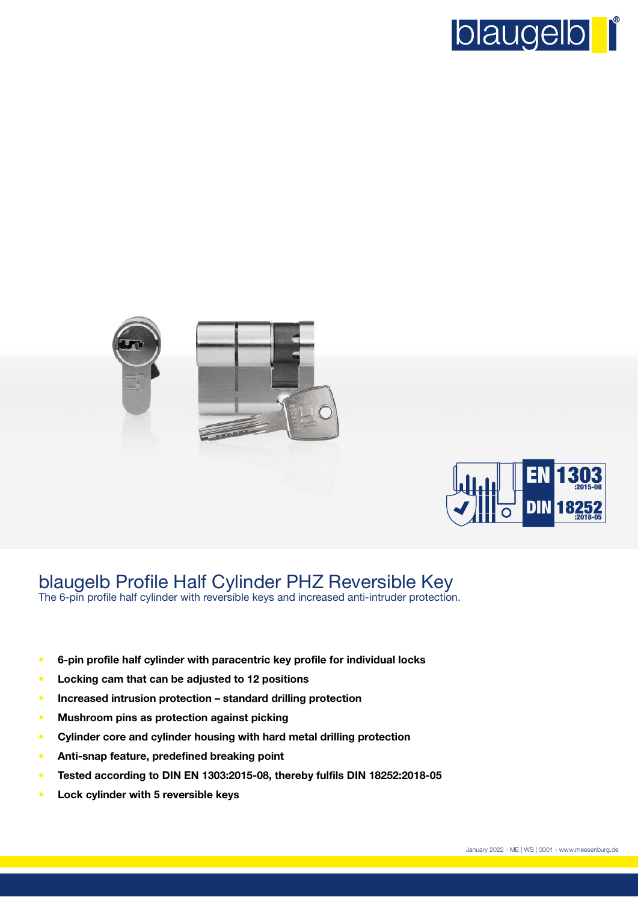# blaugelb Profile Half Cylinder PHZ Reversible Key

The 6-pin profile half cylinder with reversible keys and increased anti-intruder protection.

- **6-pin profile half cylinder with paracentric key profile for individual locks**
- **Locking cam that can be adjusted to 12 positions**
- **Increased intrusion protection – standard drilling protection**
- **Mushroom pins as protection against picking**
- **Cylinder core and cylinder housing with hard metal drilling protection**
- **Anti-snap feature, predefined breaking point**
- **Tested according to DIN EN 1303:2015-08, thereby fulfils DIN 18252:2018-05**
- **Lock cylinder with 5 reversible keys**

January 2022 - ME | WS | 0001 - www.meesenburg.de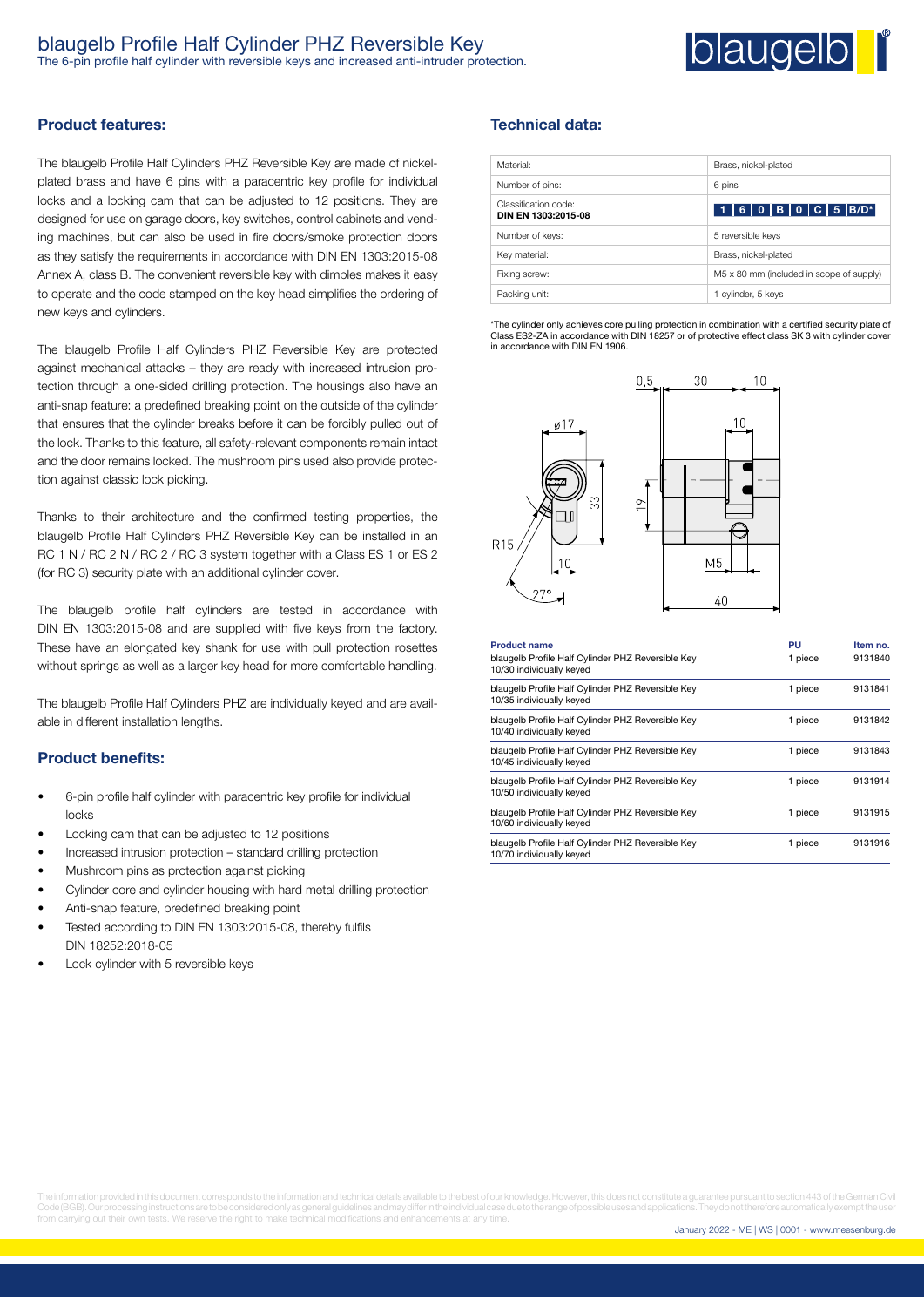# blaugelb Profile Half Cylinder PHZ Reversible Key

The 6-pin profile half cylinder with reversible keys and increased anti-intruder protection.

## Product features:

The blaugelb Profile Half Cylinders PHZ Reversible Key are made of nickel-plated brass and have 6 pins with a paracentric key profile for individual locks and a locking cam that can be adjusted to 12 positions. They are designed for use on garage doors, key switches, control cabinets and vending machines, but can also be used in fire doors/smoke protection doors as they satisfy the requirements in accordance with DIN EN 1303:2015-08 Annex A, class B. The convenient reversible key with dimples makes it easy to operate and the code stamped on the key head simplifies the ordering of new keys and cylinders.

The blaugelb Profile Half Cylinders PHZ Reversible Key are protected against mechanical attacks – they are ready with increased intrusion protection through a one-sided drilling protection. The housings also have an anti-snap feature: a predefined breaking point on the outside of the cylinder that ensures that the cylinder breaks before it can be forcibly pulled out of the lock. Thanks to this feature, all safety-relevant components remain intact and the door remains locked. The mushroom pins used also provide protection against classic lock picking.

Thanks to their architecture and the confirmed testing properties, the blaugelb Profile Half Cylinders PHZ Reversible Key can be installed in an RC 1 N / RC 2 N / RC 2 / RC 3 system together with a Class ES 1 or ES 2 (for RC 3) security plate with an additional cylinder cover.

The blaugelb profile half cylinders are tested in accordance with DIN EN 1303:2015-08 and are supplied with five keys from the factory. These have an elongated key shank for use with pull protection rosettes without springs as well as a larger key head for more comfortable handling.

The blaugelb Profile Half Cylinders PHZ are individually keyed and are available in different installation lengths.

## Product benefits:

- 6-pin profile half cylinder with paracentric key profile for individual locks
- Locking cam that can be adjusted to 12 positions
- Increased intrusion protection – standard drilling protection
- Mushroom pins as protection against picking
- Cylinder core and cylinder housing with hard metal drilling protection
- Anti-snap feature, predefined breaking point
- Tested according to DIN EN 1303:2015-08, thereby fulfils DIN 18252:2018-05
- Lock cylinder with 5 reversible keys

## Technical data:

| | |
|---|---|
| Material: | Brass, nickel-plated |
| Number of pins: | 6 pins |
| Classification code: **DIN EN 1303:2015-08** | 1 \| 6 \| 0 \| B \| 0 \| C \| 5 \| B/D* |
| Number of keys: | 5 reversible keys |
| Key material: | Brass, nickel-plated |
| Fixing screw: | M5 x 80 mm (included in scope of supply) |
| Packing unit: | 1 cylinder, 5 keys |

*The cylinder only achieves core pulling protection in combination with a certified security plate of Class ES2-ZA in accordance with DIN 18257 or of protective effect class SK 3 with cylinder cover in accordance with DIN EN 1906.

ø17
33
R15
10
27°
0,5
30
10
10
19
M5
40

| Product name | PU | Item no. |
|---|---|---|
| blaugelb Profile Half Cylinder PHZ Reversible Key 10/30 individually keyed | 1 piece | 9131840 |
| blaugelb Profile Half Cylinder PHZ Reversible Key 10/35 individually keyed | 1 piece | 9131841 |
| blaugelb Profile Half Cylinder PHZ Reversible Key 10/40 individually keyed | 1 piece | 9131842 |
| blaugelb Profile Half Cylinder PHZ Reversible Key 10/45 individually keyed | 1 piece | 9131843 |
| blaugelb Profile Half Cylinder PHZ Reversible Key 10/50 individually keyed | 1 piece | 9131914 |
| blaugelb Profile Half Cylinder PHZ Reversible Key 10/60 individually keyed | 1 piece | 9131915 |
| blaugelb Profile Half Cylinder PHZ Reversible Key 10/70 individually keyed | 1 piece | 9131916 |

The information provided in this document corresponds to the information and technical details available to the best of our knowledge. However, this does not constitute a guarantee pursuant to section 443 of the German Civil Code (BGB). Our processing instructions are to be considered only as general guidelines and may differ in the individual case due to the range of possible uses and applications. They do not therefore automatically exempt the user from carrying out their own tests. We reserve the right to make technical modifications and enhancements at any time.

January 2022 - ME | WS | 0001 - www.meesenburg.de